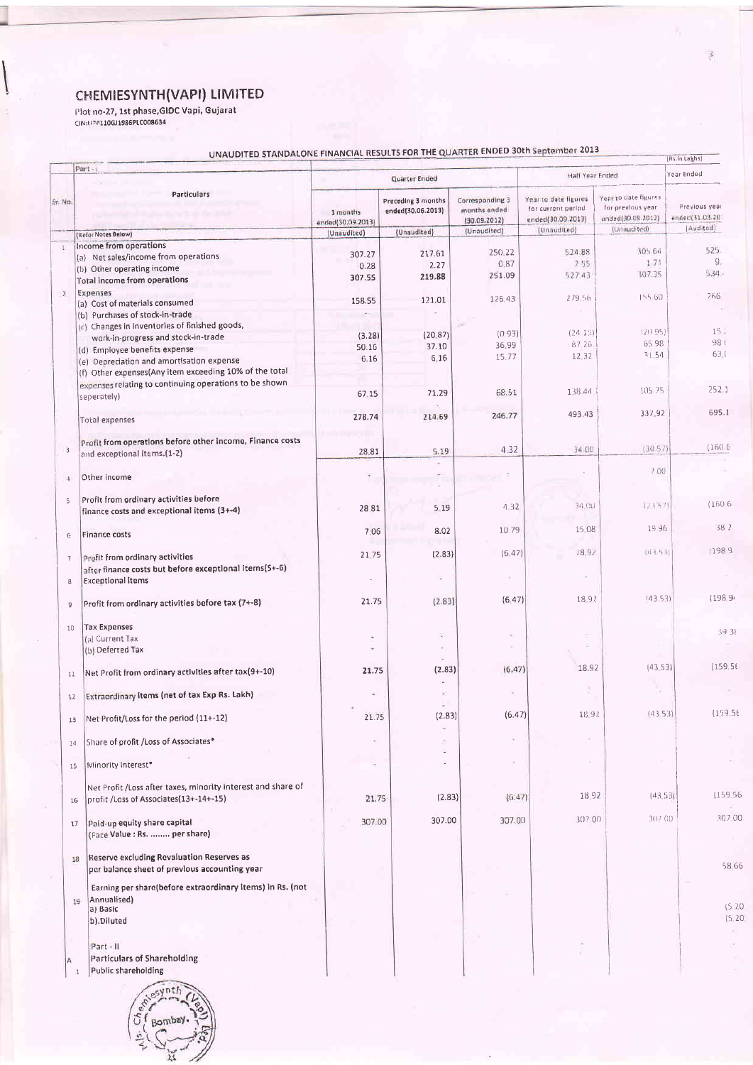# CHEMIESYNTH(VAPI) LIMITED

Plot no-27, 1st phase,GIDC Vapi, Gujarat
CIN:U24110GJ1986PLC008634

## UNAUDITED STANDALONE FINANCIAL RESULTS FOR THE QUARTER ENDED 30th September 2013

(Rs.in Lakhs)

| Sr. No. | Part - I<br>Particulars<br>(Refer Notes Below) | Quarter Ended | | | Half Year Ended | | Year Ended |
|---|---|---|---|---|---|---|---|
| | | 3 months ended(30.09.2013)<br>(Unaudited) | Preceding 3 months ended(30.06.2013)<br>(Unaudited) | Corresponding 3 months ended (30.09.2012)<br>(Unaudited) | Year to date figures for current period ended(30.09.2013)<br>(Unaudited) | Year to date figures for previous year ended(30.09.2012)<br>(Unaudited) | Previous year ended(31.03.20..)<br>(Audited) |
| 1 | Income from operations | | | | | | |
| | (a) Net sales/income from operations | 307.27 | 217.61 | 250.22 | 524.88 | 305.64 | 525. |
| | (b) Other operating income | 0.28 | 2.27 | 0.87 | 2.55 | 1.71 | 9. |
| | Total income from operations | 307.55 | 219.88 | 251.09 | 527.43 | 307.35 | 534. |
| 2 | Expenses | | | | | | |
| | (a) Cost of materials consumed | 158.55 | 121.01 | 126.43 | 279.56 | 155.60 | 266 |
| | (b) Purchases of stock-in-trade | - | - | | | | - |
| | (c) Changes in inventories of finished goods, work-in-progress and stock-in-trade | (3.28) | (20.87) | (0.93) | (24.15) | (20.95) | 15. |
| | (d) Employee benefits expense | 50.16 | 37.10 | 36.99 | 87.26 | 65.98 | 98. |
| | (e) Depreciation and amortisation expense | 6.16 | 6.16 | 15.77 | 12.32 | 31.54 | 63. |
| | (f) Other expenses(Any item exceeding 10% of the total expenses relating to continuing operations to be shown seperately) | 67.15 | 71.29 | 68.51 | 138.44 | 105.75 | 252.1 |
| | Total expenses | 278.74 | 214.69 | 246.77 | 493.43 | 337.92 | 695.1 |
| 3 | Profit from operations before other income, Finance costs and exceptional items.(1-2) | 28.81 | 5.19 | 4.32 | 34.00 | (30.57) | (160.6 |
| 4 | Other income | - | - | - | - | 7.00 | - |
| 5 | Profit from ordinary activities before finance costs and exceptional items (3+-4) | 28.81 | 5.19 | 4.32 | 34.00 | (23.57) | (160.6 |
| 6 | Finance costs | 7.06 | 8.02 | 10.79 | 15.08 | 19.96 | 38.2 |
| 7 | Profit from ordinary activities after finance costs but before exceptional items(5+-6) | 21.75 | (2.83) | (6.47) | 18.92 | (43.53) | (198.9 |
| 8 | Exceptional items | - | - | - | - | | |
| 9 | Profit from ordinary activities before tax (7+-8) | 21.75 | (2.83) | (6.47) | 18.92 | (43.53) | (198.9 |
| 10 | Tax Expenses | | | | | | |
| | (a) Current Tax | - | - | - | | | 39.3 |
| | (b) Deferred Tax | - | - | - | - | | |
| 11 | Net Profit from ordinary activities after tax(9+-10) | 21.75 | (2.83) | (6.47) | 18.92 | (43.53) | (159.56 |
| 12 | Extraordinary items (net of tax Exp Rs. Lakh) | - | - | - | - | - | - |
| 13 | Net Profit/Loss for the period (11+-12) | 21.75 | (2.83) | (6.47) | 18.92 | (43.53) | (159.56 |
| 14 | Share of profit /Loss of Associates* | - | - | - | - | | - |
| 15 | Minority Interest* | - | - | - | | | |
| 16 | Net Profit /Loss after taxes, minority interest and share of profit /Loss of Associates(13+-14+-15) | 21.75 | (2.83) | (6.47) | 18.92 | (43.53) | (159.56 |
| 17 | Paid-up equity share capital<br>(Face Value : Rs. ........ per share) | 307.00 | 307.00 | 307.00 | 307.00 | 307.00 | 307.00 |
| 18 | Reserve excluding Revaluation Reserves as per balance sheet of previous accounting year | | | | | | 58.66 |
| 19 | Earning per share(before extraordinary items) in Rs. (not Annualised) | | | | | | |
| | a) Basic | | | | | | (5.20 |
| | b).Diluted | | | | | | (5.20 |
| | Part - II | | | | | | |
| A | Particulars of Shareholding | | | | | | |
| 1 | Public shareholding | | | | | | |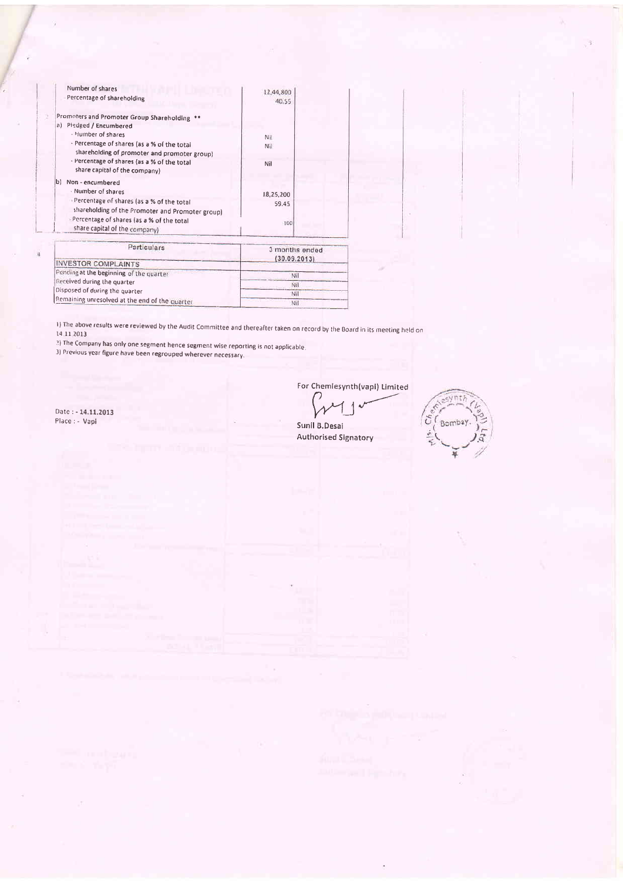| Particulars | |
|---|---|
| - Number of shares | 12,44,800 |
| - Percentage of shareholding | 40.55 |
| 2 Promoters and Promoter Group Shareholding ** | |
| a) Pledged / Encumbered | |
| - Number of shares | Nil |
| - Percentage of shares (as a % of the total shareholding of promoter and promoter group) | Nil |
| - Percentage of shares (as a % of the total share capital of the company) | Nil |
| b) Non - encumbered | |
| - Number of shares | 18,25,200 |
| - Percentage of shares (as a % of the total shareholding of the Promoter and Promoter group) | 59.45 |
| - Percentage of shares (as a % of the total share capital of the company) | 100 |

| Particulars | 3 months ended (30.09.2013) |
|---|---|
| INVESTOR COMPLAINTS | |
| Pending at the beginning of the quarter | Nil |
| Received during the quarter | Nil |
| Disposed of during the quarter | Nil |
| Remaining unresolved at the end of the quarter | Nil |

1) The above results were reviewed by the Audit Committee and thereafter taken on record by the Board in its meeting held on 14.11.2013

2) The Company has only one segment hence segment wise reporting is not applicable.

3) Previous year figure have been regrouped wherever necessary.

For Chemiesynth(vapi) Limited

Sunil B.Desai
Authorised Signatory

Date : - 14.11.2013
Place : - Vapi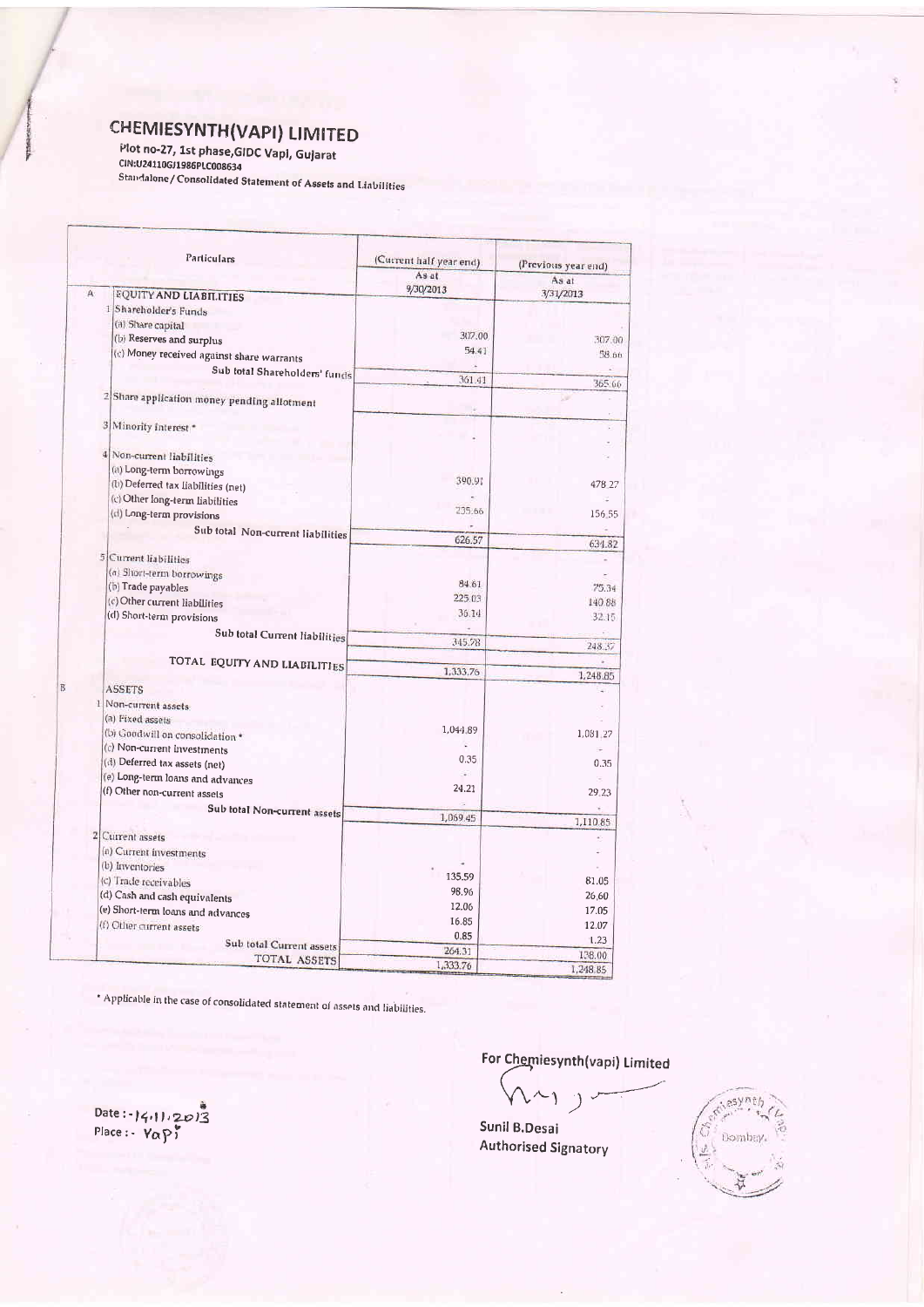# CHEMIESYNTH(VAPI) LIMITED

**Plot no-27, 1st phase,GIDC Vapi, Gujarat**
**CIN:U24110GJ1986PLC008634**
Standalone / Consolidated Statement of Assets and Liabilities

| | Particulars | (Current half year end) As at 9/30/2013 | (Previous year end) As at 3/31/2013 |
|---|---|---|---|
| A | EQUITY AND LIABILITIES | | |
| | 1 Shareholder's Funds | | |
| | (a) Share capital | 307.00 | 307.00 |
| | (b) Reserves and surplus | 54.41 | 58.66 |
| | (c) Money received against share warrants | - | - |
| | Sub total Shareholders' funds | 361.41 | 365.66 |
| | 2 Share application money pending allotment | - | - |
| | 3 Minority interest * | - | - |
| | 4 Non-current liabilities | | |
| | (a) Long-term borrowings | 390.91 | 478.27 |
| | (b) Deferred tax liabilities (net) | - | - |
| | (c) Other long-term liabilities | 235.66 | 156.55 |
| | (d) Long-term provisions | - | - |
| | Sub total Non-current liabilities | 626.57 | 634.82 |
| | 5 Current liabilities | | |
| | (a) Short-term borrowings | 84.61 | 75.34 |
| | (b) Trade payables | 225.03 | 140.88 |
| | (c) Other current liabilities | 36.14 | 32.15 |
| | (d) Short-term provisions | - | - |
| | Sub total Current liabilities | 345.78 | 248.37 |
| | TOTAL EQUITY AND LIABILITIES | 1,333.76 | 1,248.85 |
| B | ASSETS | | |
| | 1 Non-current assets | | |
| | (a) Fixed assets | 1,044.89 | 1,081.27 |
| | (b) Goodwill on consolidation * | - | - |
| | (c) Non-current investments | 0.35 | 0.35 |
| | (d) Deferred tax assets (net) | - | - |
| | (e) Long-term loans and advances | 24.21 | 29.23 |
| | (f) Other non-current assets | - | - |
| | Sub total Non-current assets | 1,069.45 | 1,110.85 |
| | 2 Current assets | | |
| | (a) Current investments | - | - |
| | (b) Inventories | 135.59 | 81.05 |
| | (c) Trade receivables | 98.96 | 26.60 |
| | (d) Cash and cash equivalents | 12.06 | 17.05 |
| | (e) Short-term loans and advances | 16.85 | 12.07 |
| | (f) Other current assets | 0.85 | 1.23 |
| | Sub total Current assets | 264.31 | 138.00 |
| | TOTAL ASSETS | 1,333.76 | 1,248.85 |

\* Applicable in the case of consolidated statement of assets and liabilities.

For Chemiesynth(vapi) Limited

Sunil B.Desai
Authorised Signatory

Date :- 14.11.2013
Place :- Vapi